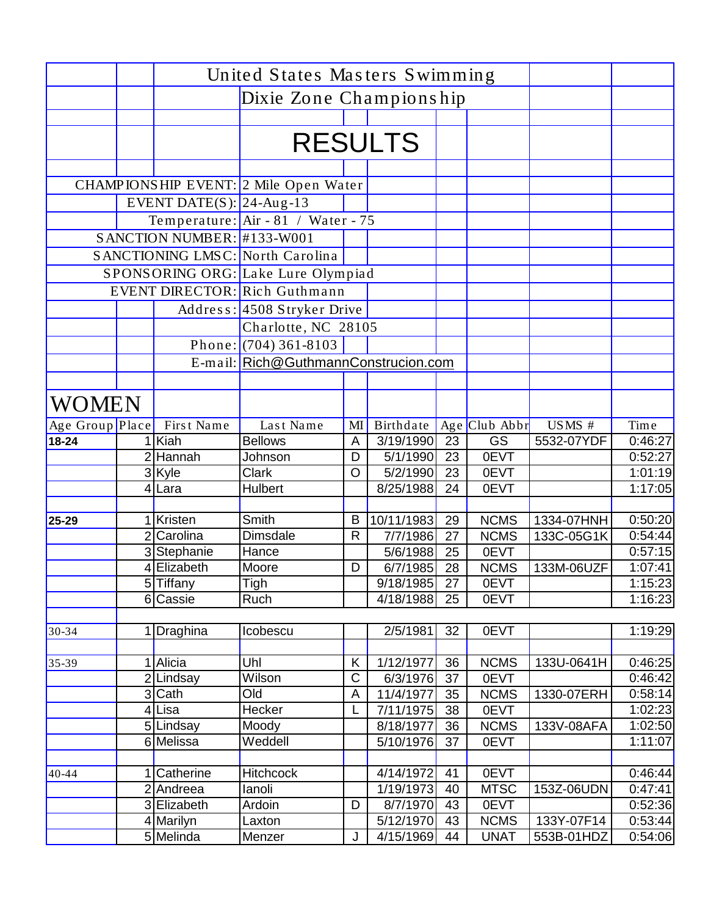# United States Masters Swimming

## Dixie Zone Championship

## RESULTS

CHAMPIONSHIP EVENT: 2 Mile Open Water

EVENT DATE(S): 24-Aug-13

Temperature: Air - 81 / Water - 75

SANCTION NUMBER: #133-W001

SANCTIONING LMSC: North Carolina

SPONSORING ORG: Lake Lure Olympiad

EVENT DIRECTOR: Rich Guthmann

Address: 4508 Stryker Drive
Charlotte, NC 28105

Phone: (704) 361-8103

E-mail: Rich@GuthmannConstrucion.com

## WOMEN

| Age Group | Place | First Name | Last Name | MI | Birthdate | Age | Club Abbr | USMS # | Time |
|---|---|---|---|---|---|---|---|---|---|
| **18-24** | 1 | Kiah | Bellows | A | 3/19/1990 | 23 | GS | 5532-07YDF | 0:46:27 |
| | 2 | Hannah | Johnson | D | 5/1/1990 | 23 | 0EVT | | 0:52:27 |
| | 3 | Kyle | Clark | O | 5/2/1990 | 23 | 0EVT | | 1:01:19 |
| | 4 | Lara | Hulbert | | 8/25/1988 | 24 | 0EVT | | 1:17:05 |
| | | | | | | | | | |
| **25-29** | 1 | Kristen | Smith | B | 10/11/1983 | 29 | NCMS | 1334-07HNH | 0:50:20 |
| | 2 | Carolina | Dimsdale | R | 7/7/1986 | 27 | NCMS | 133C-05G1K | 0:54:44 |
| | 3 | Stephanie | Hance | | 5/6/1988 | 25 | 0EVT | | 0:57:15 |
| | 4 | Elizabeth | Moore | D | 6/7/1985 | 28 | NCMS | 133M-06UZF | 1:07:41 |
| | 5 | Tiffany | Tigh | | 9/18/1985 | 27 | 0EVT | | 1:15:23 |
| | 6 | Cassie | Ruch | | 4/18/1988 | 25 | 0EVT | | 1:16:23 |
| | | | | | | | | | |
| 30-34 | 1 | Draghina | Icobescu | | 2/5/1981 | 32 | 0EVT | | 1:19:29 |
| | | | | | | | | | |
| 35-39 | 1 | Alicia | Uhl | K | 1/12/1977 | 36 | NCMS | 133U-0641H | 0:46:25 |
| | 2 | Lindsay | Wilson | C | 6/3/1976 | 37 | 0EVT | | 0:46:42 |
| | 3 | Cath | Old | A | 11/4/1977 | 35 | NCMS | 1330-07ERH | 0:58:14 |
| | 4 | Lisa | Hecker | L | 7/11/1975 | 38 | 0EVT | | 1:02:23 |
| | 5 | Lindsay | Moody | | 8/18/1977 | 36 | NCMS | 133V-08AFA | 1:02:50 |
| | 6 | Melissa | Weddell | | 5/10/1976 | 37 | 0EVT | | 1:11:07 |
| | | | | | | | | | |
| 40-44 | 1 | Catherine | Hitchcock | | 4/14/1972 | 41 | 0EVT | | 0:46:44 |
| | 2 | Andreea | Ianoli | | 1/19/1973 | 40 | MTSC | 153Z-06UDN | 0:47:41 |
| | 3 | Elizabeth | Ardoin | D | 8/7/1970 | 43 | 0EVT | | 0:52:36 |
| | 4 | Marilyn | Laxton | | 5/12/1970 | 43 | NCMS | 133Y-07F14 | 0:53:44 |
| | 5 | Melinda | Menzer | J | 4/15/1969 | 44 | UNAT | 553B-01HDZ | 0:54:06 |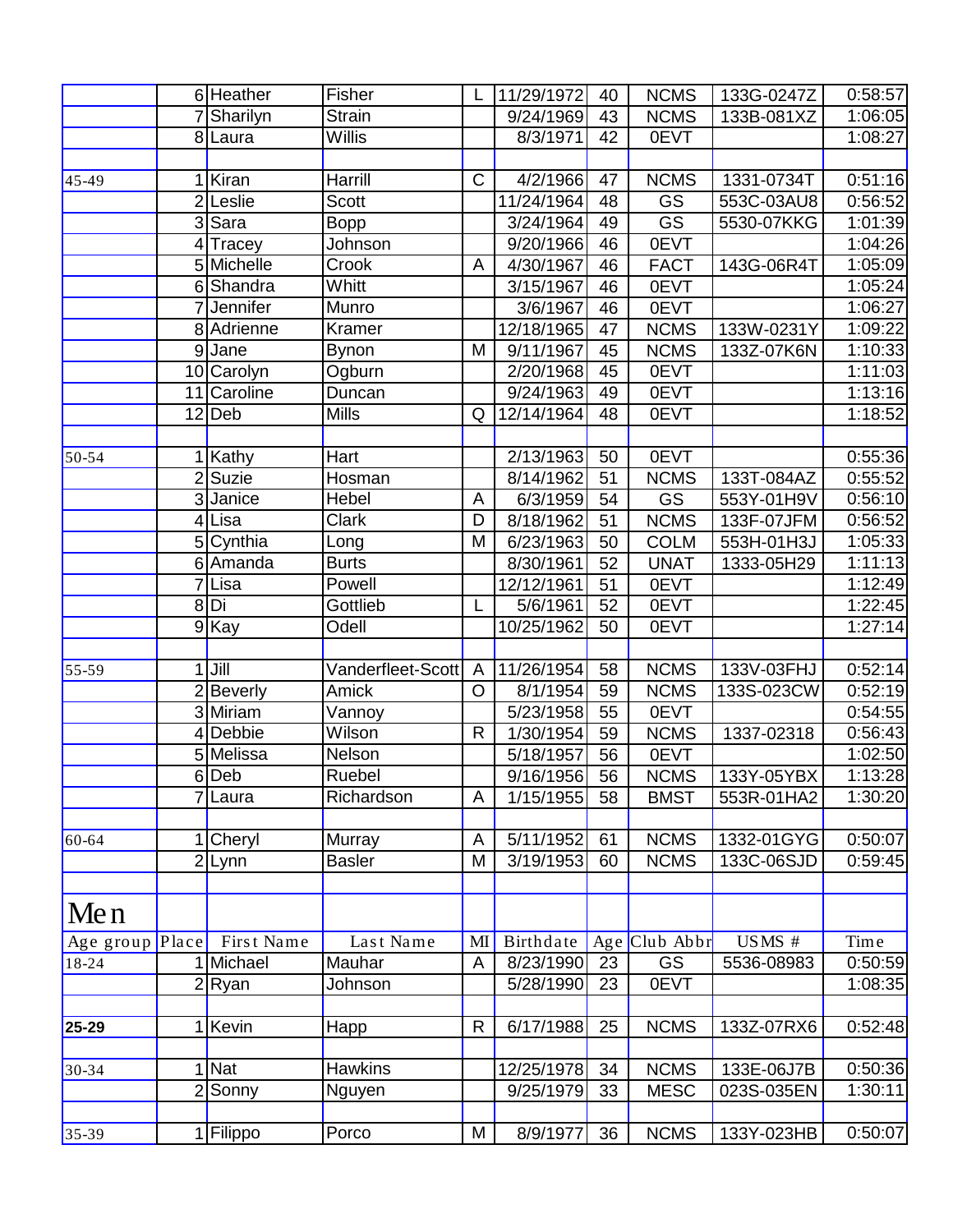| | | | | | | | | | |
|---|---|---|---|---|---|---|---|---|---|
| | 6 | Heather | Fisher | L | 11/29/1972 | 40 | NCMS | 133G-0247Z | 0:58:57 |
| | 7 | Sharilyn | Strain | | 9/24/1969 | 43 | NCMS | 133B-081XZ | 1:06:05 |
| | 8 | Laura | Willis | | 8/3/1971 | 42 | 0EVT | | 1:08:27 |
| | | | | | | | | | |
| 45-49 | 1 | Kiran | Harrill | C | 4/2/1966 | 47 | NCMS | 1331-0734T | 0:51:16 |
| | 2 | Leslie | Scott | | 11/24/1964 | 48 | GS | 553C-03AU8 | 0:56:52 |
| | 3 | Sara | Bopp | | 3/24/1964 | 49 | GS | 5530-07KKG | 1:01:39 |
| | 4 | Tracey | Johnson | | 9/20/1966 | 46 | 0EVT | | 1:04:26 |
| | 5 | Michelle | Crook | A | 4/30/1967 | 46 | FACT | 143G-06R4T | 1:05:09 |
| | 6 | Shandra | Whitt | | 3/15/1967 | 46 | 0EVT | | 1:05:24 |
| | 7 | Jennifer | Munro | | 3/6/1967 | 46 | 0EVT | | 1:06:27 |
| | 8 | Adrienne | Kramer | | 12/18/1965 | 47 | NCMS | 133W-0231Y | 1:09:22 |
| | 9 | Jane | Bynon | M | 9/11/1967 | 45 | NCMS | 133Z-07K6N | 1:10:33 |
| | 10 | Carolyn | Ogburn | | 2/20/1968 | 45 | 0EVT | | 1:11:03 |
| | 11 | Caroline | Duncan | | 9/24/1963 | 49 | 0EVT | | 1:13:16 |
| | 12 | Deb | Mills | Q | 12/14/1964 | 48 | 0EVT | | 1:18:52 |
| | | | | | | | | | |
| 50-54 | 1 | Kathy | Hart | | 2/13/1963 | 50 | 0EVT | | 0:55:36 |
| | 2 | Suzie | Hosman | | 8/14/1962 | 51 | NCMS | 133T-084AZ | 0:55:52 |
| | 3 | Janice | Hebel | A | 6/3/1959 | 54 | GS | 553Y-01H9V | 0:56:10 |
| | 4 | Lisa | Clark | D | 8/18/1962 | 51 | NCMS | 133F-07JFM | 0:56:52 |
| | 5 | Cynthia | Long | M | 6/23/1963 | 50 | COLM | 553H-01H3J | 1:05:33 |
| | 6 | Amanda | Burts | | 8/30/1961 | 52 | UNAT | 1333-05H29 | 1:11:13 |
| | 7 | Lisa | Powell | | 12/12/1961 | 51 | 0EVT | | 1:12:49 |
| | 8 | Di | Gottlieb | L | 5/6/1961 | 52 | 0EVT | | 1:22:45 |
| | 9 | Kay | Odell | | 10/25/1962 | 50 | 0EVT | | 1:27:14 |
| | | | | | | | | | |
| 55-59 | 1 | Jill | Vanderfleet-Scott | A | 11/26/1954 | 58 | NCMS | 133V-03FHJ | 0:52:14 |
| | 2 | Beverly | Amick | O | 8/1/1954 | 59 | NCMS | 133S-023CW | 0:52:19 |
| | 3 | Miriam | Vannoy | | 5/23/1958 | 55 | 0EVT | | 0:54:55 |
| | 4 | Debbie | Wilson | R | 1/30/1954 | 59 | NCMS | 1337-02318 | 0:56:43 |
| | 5 | Melissa | Nelson | | 5/18/1957 | 56 | 0EVT | | 1:02:50 |
| | 6 | Deb | Ruebel | | 9/16/1956 | 56 | NCMS | 133Y-05YBX | 1:13:28 |
| | 7 | Laura | Richardson | A | 1/15/1955 | 58 | BMST | 553R-01HA2 | 1:30:20 |
| | | | | | | | | | |
| 60-64 | 1 | Cheryl | Murray | A | 5/11/1952 | 61 | NCMS | 1332-01GYG | 0:50:07 |
| | 2 | Lynn | Basler | M | 3/19/1953 | 60 | NCMS | 133C-06SJD | 0:59:45 |

# Men

| Age group | Place | First Name | Last Name | MI | Birthdate | Age | Club Abbr | USMS # | Time |
|---|---|---|---|---|---|---|---|---|---|
| 18-24 | 1 | Michael | Mauhar | A | 8/23/1990 | 23 | GS | 5536-08983 | 0:50:59 |
| | 2 | Ryan | Johnson | | 5/28/1990 | 23 | 0EVT | | 1:08:35 |
| | | | | | | | | | |
| **25-29** | 1 | Kevin | Happ | R | 6/17/1988 | 25 | NCMS | 133Z-07RX6 | 0:52:48 |
| | | | | | | | | | |
| 30-34 | 1 | Nat | Hawkins | | 12/25/1978 | 34 | NCMS | 133E-06J7B | 0:50:36 |
| | 2 | Sonny | Nguyen | | 9/25/1979 | 33 | MESC | 023S-035EN | 1:30:11 |
| | | | | | | | | | |
| 35-39 | 1 | Filippo | Porco | M | 8/9/1977 | 36 | NCMS | 133Y-023HB | 0:50:07 |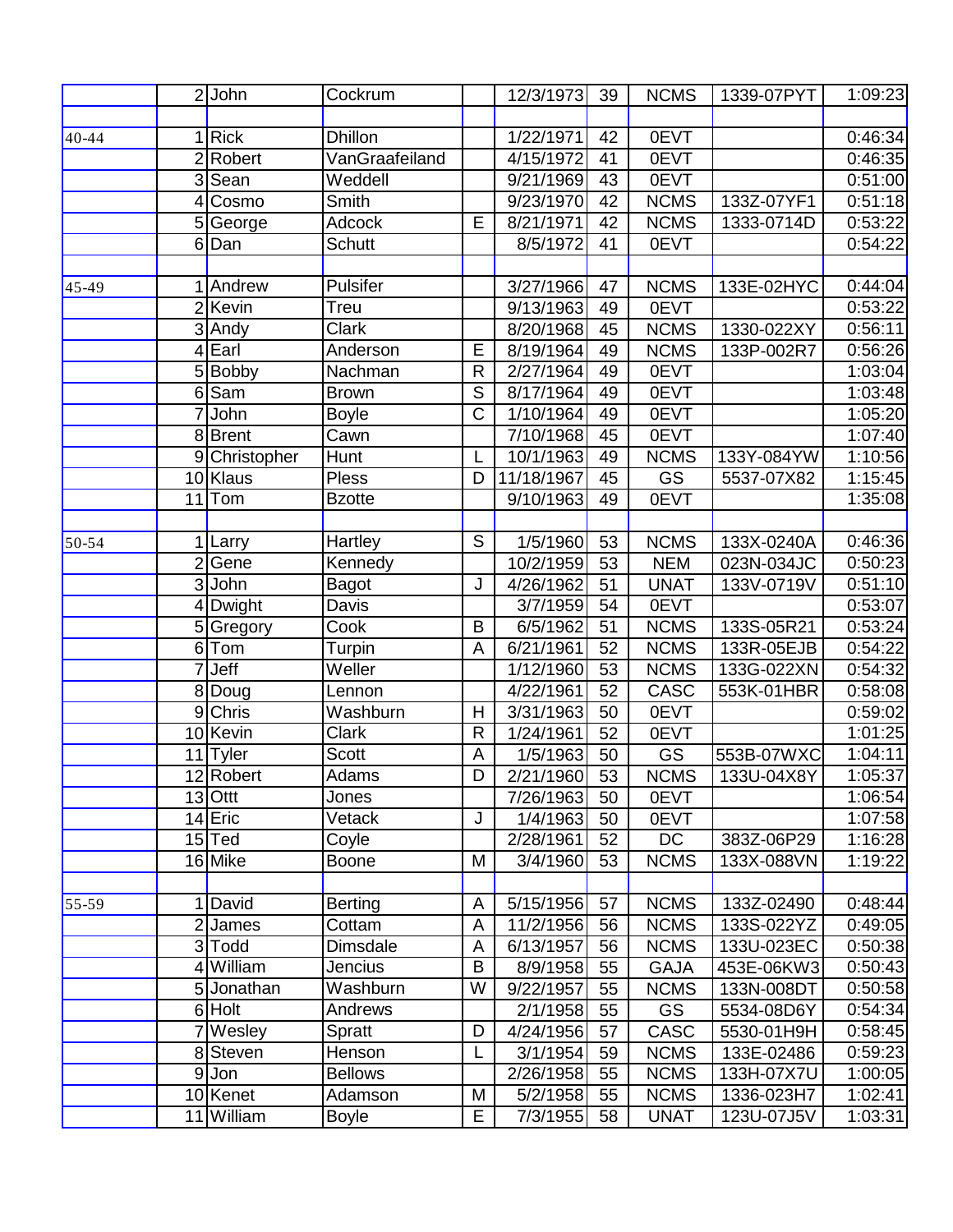| | | | | | | | | | |
|---|---|---|---|---|---|---|---|---|---|
| | 2 | John | Cockrum | | 12/3/1973 | 39 | NCMS | 1339-07PYT | 1:09:23 |
| | | | | | | | | | |
| 40-44 | 1 | Rick | Dhillon | | 1/22/1971 | 42 | 0EVT | | 0:46:34 |
| | 2 | Robert | VanGraafeiland | | 4/15/1972 | 41 | 0EVT | | 0:46:35 |
| | 3 | Sean | Weddell | | 9/21/1969 | 43 | 0EVT | | 0:51:00 |
| | 4 | Cosmo | Smith | | 9/23/1970 | 42 | NCMS | 133Z-07YF1 | 0:51:18 |
| | 5 | George | Adcock | E | 8/21/1971 | 42 | NCMS | 1333-0714D | 0:53:22 |
| | 6 | Dan | Schutt | | 8/5/1972 | 41 | 0EVT | | 0:54:22 |
| | | | | | | | | | |
| 45-49 | 1 | Andrew | Pulsifer | | 3/27/1966 | 47 | NCMS | 133E-02HYC | 0:44:04 |
| | 2 | Kevin | Treu | | 9/13/1963 | 49 | 0EVT | | 0:53:22 |
| | 3 | Andy | Clark | | 8/20/1968 | 45 | NCMS | 1330-022XY | 0:56:11 |
| | 4 | Earl | Anderson | E | 8/19/1964 | 49 | NCMS | 133P-002R7 | 0:56:26 |
| | 5 | Bobby | Nachman | R | 2/27/1964 | 49 | 0EVT | | 1:03:04 |
| | 6 | Sam | Brown | S | 8/17/1964 | 49 | 0EVT | | 1:03:48 |
| | 7 | John | Boyle | C | 1/10/1964 | 49 | 0EVT | | 1:05:20 |
| | 8 | Brent | Cawn | | 7/10/1968 | 45 | 0EVT | | 1:07:40 |
| | 9 | Christopher | Hunt | L | 10/1/1963 | 49 | NCMS | 133Y-084YW | 1:10:56 |
| | 10 | Klaus | Pless | D | 11/18/1967 | 45 | GS | 5537-07X82 | 1:15:45 |
| | 11 | Tom | Bzotte | | 9/10/1963 | 49 | 0EVT | | 1:35:08 |
| | | | | | | | | | |
| 50-54 | 1 | Larry | Hartley | S | 1/5/1960 | 53 | NCMS | 133X-0240A | 0:46:36 |
| | 2 | Gene | Kennedy | | 10/2/1959 | 53 | NEM | 023N-034JC | 0:50:23 |
| | 3 | John | Bagot | J | 4/26/1962 | 51 | UNAT | 133V-0719V | 0:51:10 |
| | 4 | Dwight | Davis | | 3/7/1959 | 54 | 0EVT | | 0:53:07 |
| | 5 | Gregory | Cook | B | 6/5/1962 | 51 | NCMS | 133S-05R21 | 0:53:24 |
| | 6 | Tom | Turpin | A | 6/21/1961 | 52 | NCMS | 133R-05EJB | 0:54:22 |
| | 7 | Jeff | Weller | | 1/12/1960 | 53 | NCMS | 133G-022XN | 0:54:32 |
| | 8 | Doug | Lennon | | 4/22/1961 | 52 | CASC | 553K-01HBR | 0:58:08 |
| | 9 | Chris | Washburn | H | 3/31/1963 | 50 | 0EVT | | 0:59:02 |
| | 10 | Kevin | Clark | R | 1/24/1961 | 52 | 0EVT | | 1:01:25 |
| | 11 | Tyler | Scott | A | 1/5/1963 | 50 | GS | 553B-07WXC | 1:04:11 |
| | 12 | Robert | Adams | D | 2/21/1960 | 53 | NCMS | 133U-04X8Y | 1:05:37 |
| | 13 | Ottt | Jones | | 7/26/1963 | 50 | 0EVT | | 1:06:54 |
| | 14 | Eric | Vetack | J | 1/4/1963 | 50 | 0EVT | | 1:07:58 |
| | 15 | Ted | Coyle | | 2/28/1961 | 52 | DC | 383Z-06P29 | 1:16:28 |
| | 16 | Mike | Boone | M | 3/4/1960 | 53 | NCMS | 133X-088VN | 1:19:22 |
| | | | | | | | | | |
| 55-59 | 1 | David | Berting | A | 5/15/1956 | 57 | NCMS | 133Z-02490 | 0:48:44 |
| | 2 | James | Cottam | A | 11/2/1956 | 56 | NCMS | 133S-022YZ | 0:49:05 |
| | 3 | Todd | Dimsdale | A | 6/13/1957 | 56 | NCMS | 133U-023EC | 0:50:38 |
| | 4 | William | Jencius | B | 8/9/1958 | 55 | GAJA | 453E-06KW3 | 0:50:43 |
| | 5 | Jonathan | Washburn | W | 9/22/1957 | 55 | NCMS | 133N-008DT | 0:50:58 |
| | 6 | Holt | Andrews | | 2/1/1958 | 55 | GS | 5534-08D6Y | 0:54:34 |
| | 7 | Wesley | Spratt | D | 4/24/1956 | 57 | CASC | 5530-01H9H | 0:58:45 |
| | 8 | Steven | Henson | L | 3/1/1954 | 59 | NCMS | 133E-02486 | 0:59:23 |
| | 9 | Jon | Bellows | | 2/26/1958 | 55 | NCMS | 133H-07X7U | 1:00:05 |
| | 10 | Kenet | Adamson | M | 5/2/1958 | 55 | NCMS | 1336-023H7 | 1:02:41 |
| | 11 | William | Boyle | E | 7/3/1955 | 58 | UNAT | 123U-07J5V | 1:03:31 |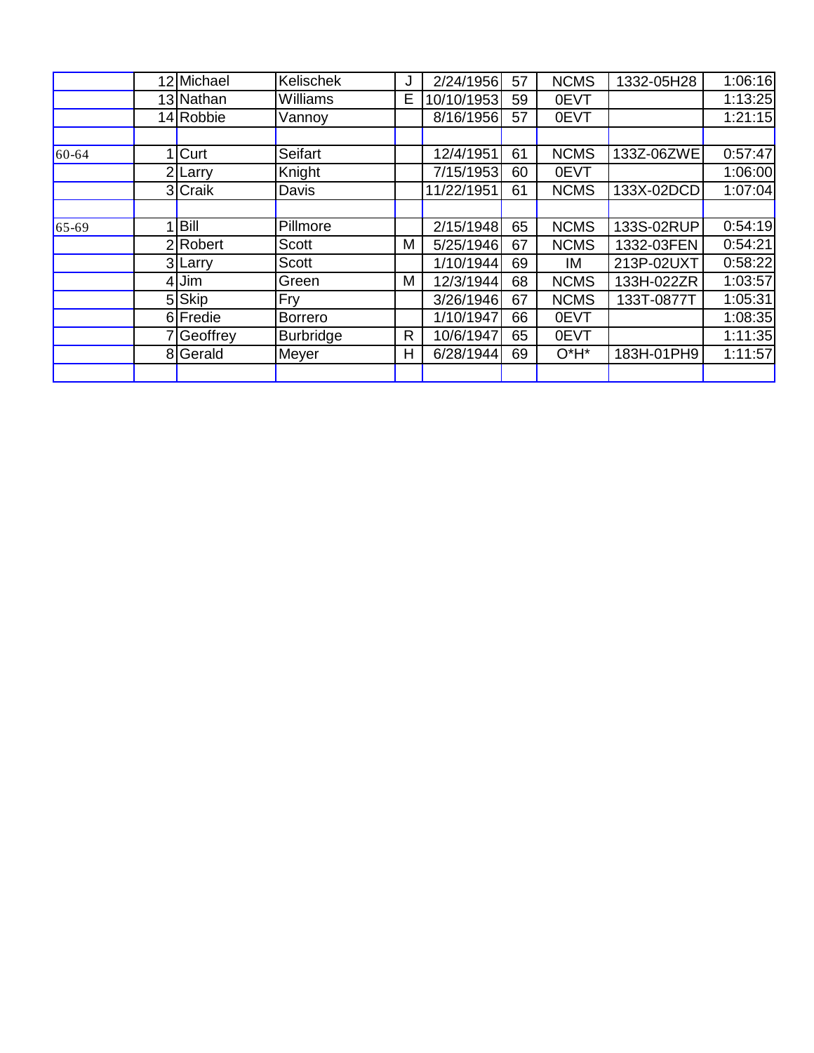| | | | | | | | | | |
|---|---|---|---|---|---|---|---|---|---|
| | 12 | Michael | Kelischek | J | 2/24/1956 | 57 | NCMS | 1332-05H28 | 1:06:16 |
| | 13 | Nathan | Williams | E | 10/10/1953 | 59 | 0EVT | | 1:13:25 |
| | 14 | Robbie | Vannoy | | 8/16/1956 | 57 | 0EVT | | 1:21:15 |
| | | | | | | | | | |
| 60-64 | 1 | Curt | Seifart | | 12/4/1951 | 61 | NCMS | 133Z-06ZWE | 0:57:47 |
| | 2 | Larry | Knight | | 7/15/1953 | 60 | 0EVT | | 1:06:00 |
| | 3 | Craik | Davis | | 11/22/1951 | 61 | NCMS | 133X-02DCD | 1:07:04 |
| | | | | | | | | | |
| 65-69 | 1 | Bill | Pillmore | | 2/15/1948 | 65 | NCMS | 133S-02RUP | 0:54:19 |
| | 2 | Robert | Scott | M | 5/25/1946 | 67 | NCMS | 1332-03FEN | 0:54:21 |
| | 3 | Larry | Scott | | 1/10/1944 | 69 | IM | 213P-02UXT | 0:58:22 |
| | 4 | Jim | Green | M | 12/3/1944 | 68 | NCMS | 133H-022ZR | 1:03:57 |
| | 5 | Skip | Fry | | 3/26/1946 | 67 | NCMS | 133T-0877T | 1:05:31 |
| | 6 | Fredie | Borrero | | 1/10/1947 | 66 | 0EVT | | 1:08:35 |
| | 7 | Geoffrey | Burbridge | R | 10/6/1947 | 65 | 0EVT | | 1:11:35 |
| | 8 | Gerald | Meyer | H | 6/28/1944 | 69 | O*H* | 183H-01PH9 | 1:11:57 |
| | | | | | | | | | |